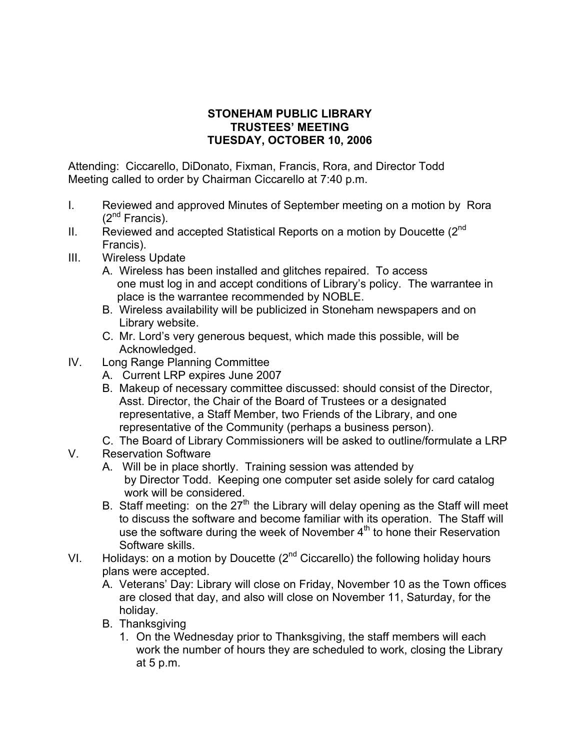# STONEHAM PUBLIC LIBRARY
## TRUSTEES' MEETING
## TUESDAY, OCTOBER 10, 2006

Attending: Ciccarello, DiDonato, Fixman, Francis, Rora, and Director Todd
Meeting called to order by Chairman Ciccarello at 7:40 p.m.

I. Reviewed and approved Minutes of September meeting on a motion by Rora (2nd Francis).

II. Reviewed and accepted Statistical Reports on a motion by Doucette (2nd Francis).

III. Wireless Update
   A. Wireless has been installed and glitches repaired. To access one must log in and accept conditions of Library's policy. The warrantee in place is the warrantee recommended by NOBLE.
   B. Wireless availability will be publicized in Stoneham newspapers and on Library website.
   C. Mr. Lord's very generous bequest, which made this possible, will be Acknowledged.

IV. Long Range Planning Committee
   A. Current LRP expires June 2007
   B. Makeup of necessary committee discussed: should consist of the Director, Asst. Director, the Chair of the Board of Trustees or a designated representative, a Staff Member, two Friends of the Library, and one representative of the Community (perhaps a business person).
   C. The Board of Library Commissioners will be asked to outline/formulate a LRP

V. Reservation Software
   A. Will be in place shortly. Training session was attended by by Director Todd. Keeping one computer set aside solely for card catalog work will be considered.
   B. Staff meeting: on the 27th the Library will delay opening as the Staff will meet to discuss the software and become familiar with its operation. The Staff will use the software during the week of November 4th to hone their Reservation Software skills.

VI. Holidays: on a motion by Doucette (2nd Ciccarello) the following holiday hours plans were accepted.
   A. Veterans' Day: Library will close on Friday, November 10 as the Town offices are closed that day, and also will close on November 11, Saturday, for the holiday.
   B. Thanksgiving
      1. On the Wednesday prior to Thanksgiving, the staff members will each work the number of hours they are scheduled to work, closing the Library at 5 p.m.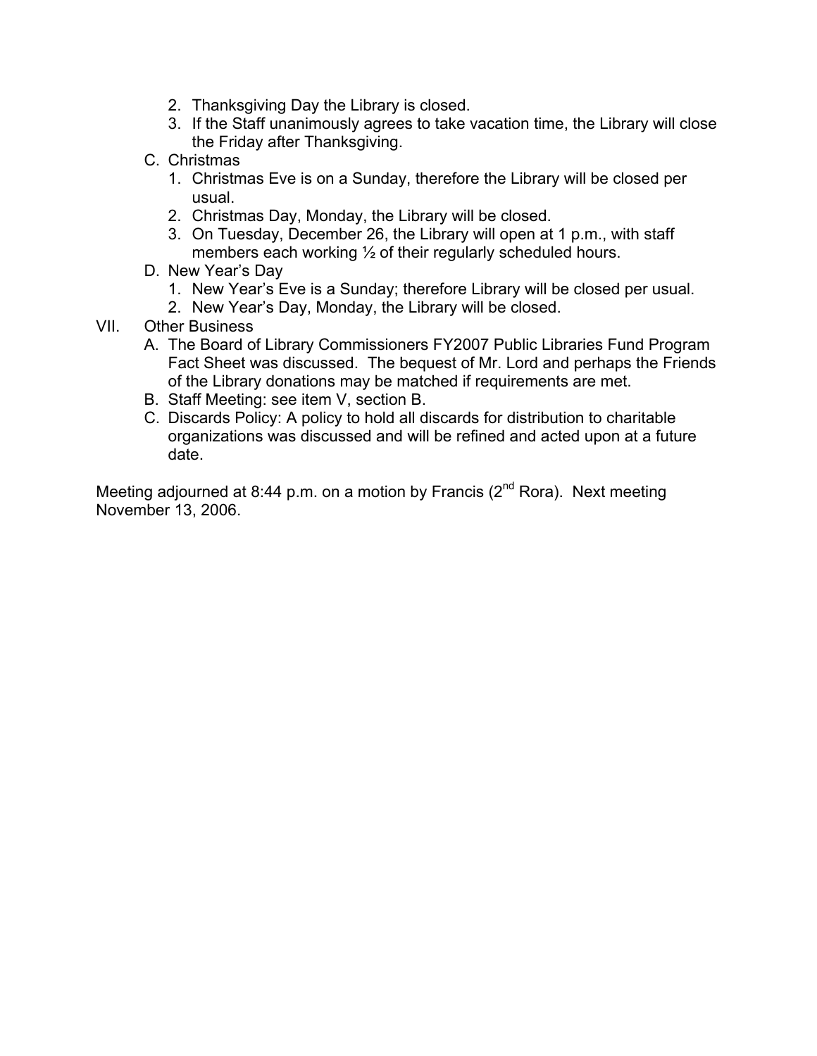2. Thanksgiving Day the Library is closed.
3. If the Staff unanimously agrees to take vacation time, the Library will close the Friday after Thanksgiving.

C. Christmas

1. Christmas Eve is on a Sunday, therefore the Library will be closed per usual.
2. Christmas Day, Monday, the Library will be closed.
3. On Tuesday, December 26, the Library will open at 1 p.m., with staff members each working ½ of their regularly scheduled hours.

D. New Year's Day

1. New Year's Eve is a Sunday; therefore Library will be closed per usual.
2. New Year's Day, Monday, the Library will be closed.

VII. Other Business

A. The Board of Library Commissioners FY2007 Public Libraries Fund Program Fact Sheet was discussed. The bequest of Mr. Lord and perhaps the Friends of the Library donations may be matched if requirements are met.

B. Staff Meeting: see item V, section B.

C. Discards Policy: A policy to hold all discards for distribution to charitable organizations was discussed and will be refined and acted upon at a future date.

Meeting adjourned at 8:44 p.m. on a motion by Francis (2nd Rora). Next meeting November 13, 2006.